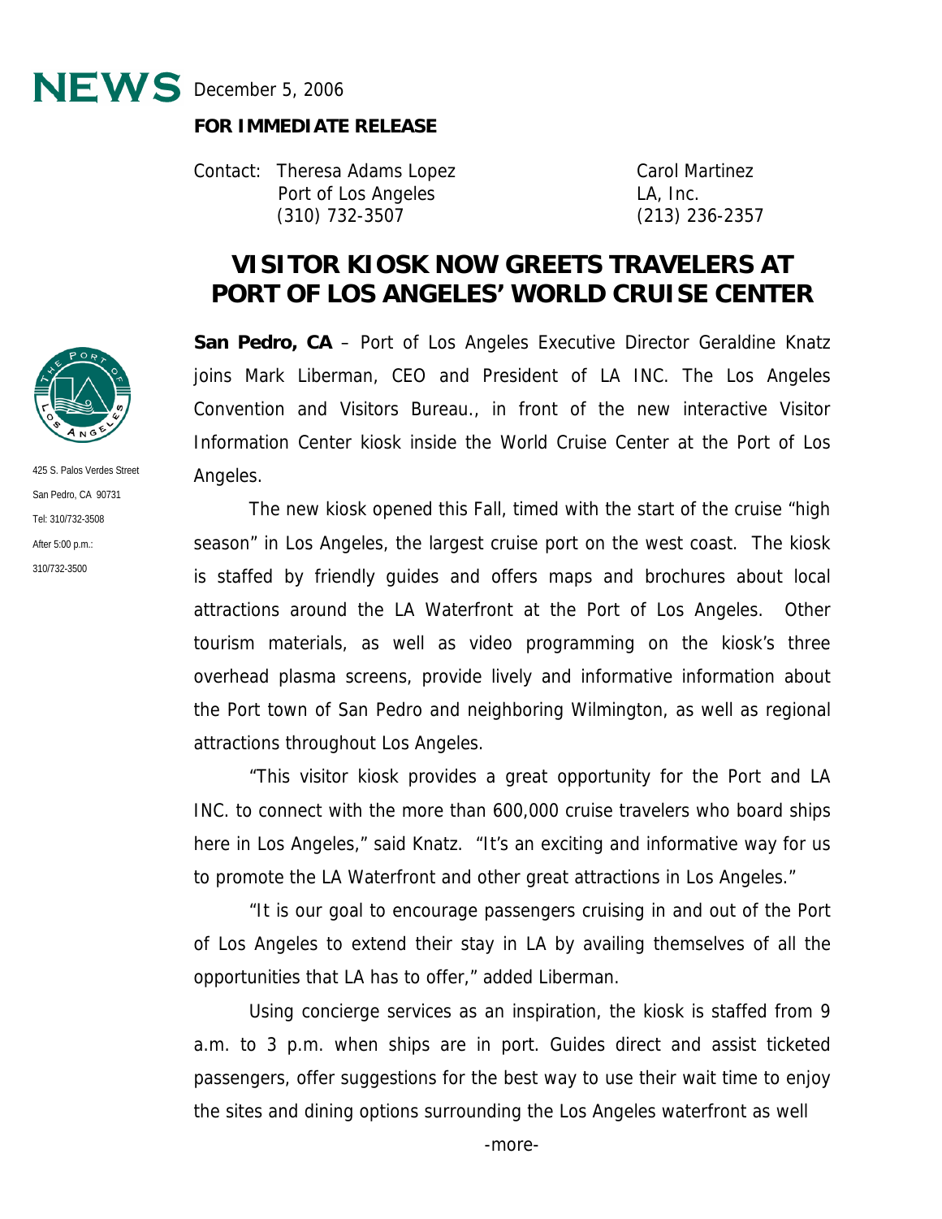NEWS December 5, 2006

**FOR IMMEDIATE RELEASE**

Contact: Theresa Adams Lopez
Port of Los Angeles
(310) 732-3507

Carol Martinez
LA, Inc.
(213) 236-2357

425 S. Palos Verdes Street
San Pedro, CA 90731
Tel: 310/732-3508
After 5:00 p.m.:
310/732-3500

# VISITOR KIOSK NOW GREETS TRAVELERS AT PORT OF LOS ANGELES' WORLD CRUISE CENTER

**San Pedro, CA** – Port of Los Angeles Executive Director Geraldine Knatz joins Mark Liberman, CEO and President of LA INC. The Los Angeles Convention and Visitors Bureau., in front of the new interactive Visitor Information Center kiosk inside the World Cruise Center at the Port of Los Angeles.

The new kiosk opened this Fall, timed with the start of the cruise "high season" in Los Angeles, the largest cruise port on the west coast. The kiosk is staffed by friendly guides and offers maps and brochures about local attractions around the LA Waterfront at the Port of Los Angeles. Other tourism materials, as well as video programming on the kiosk's three overhead plasma screens, provide lively and informative information about the Port town of San Pedro and neighboring Wilmington, as well as regional attractions throughout Los Angeles.

"This visitor kiosk provides a great opportunity for the Port and LA INC. to connect with the more than 600,000 cruise travelers who board ships here in Los Angeles," said Knatz. "It's an exciting and informative way for us to promote the LA Waterfront and other great attractions in Los Angeles."

"It is our goal to encourage passengers cruising in and out of the Port of Los Angeles to extend their stay in LA by availing themselves of all the opportunities that LA has to offer," added Liberman.

Using concierge services as an inspiration, the kiosk is staffed from 9 a.m. to 3 p.m. when ships are in port. Guides direct and assist ticketed passengers, offer suggestions for the best way to use their wait time to enjoy the sites and dining options surrounding the Los Angeles waterfront as well

-more-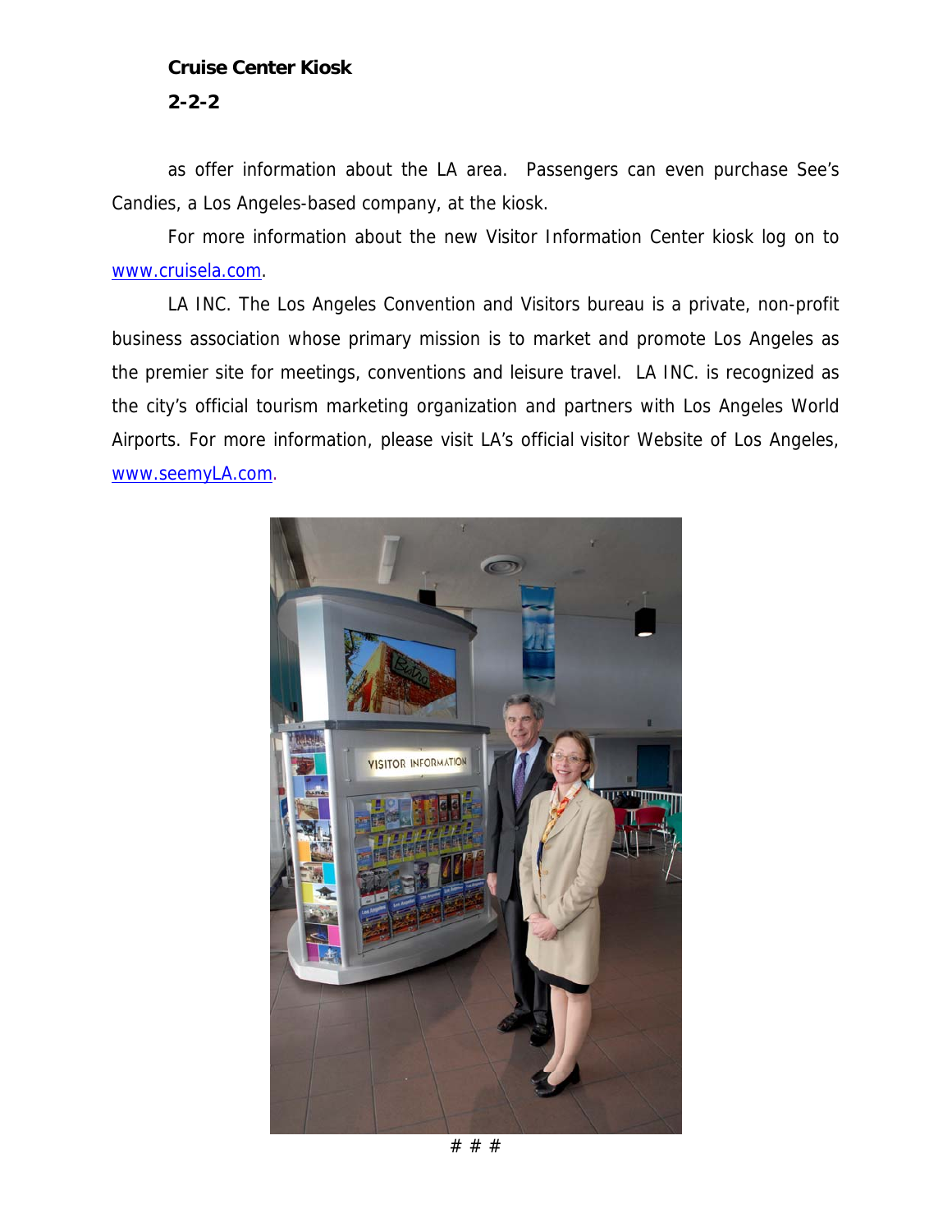**Cruise Center Kiosk**

**2-2-2**

as offer information about the LA area. Passengers can even purchase See's Candies, a Los Angeles-based company, at the kiosk.

For more information about the new Visitor Information Center kiosk log on to www.cruisela.com.

LA INC. The Los Angeles Convention and Visitors bureau is a private, non-profit business association whose primary mission is to market and promote Los Angeles as the premier site for meetings, conventions and leisure travel. LA INC. is recognized as the city's official tourism marketing organization and partners with Los Angeles World Airports. For more information, please visit LA's official visitor Website of Los Angeles, www.seemyLA.com.

# # #